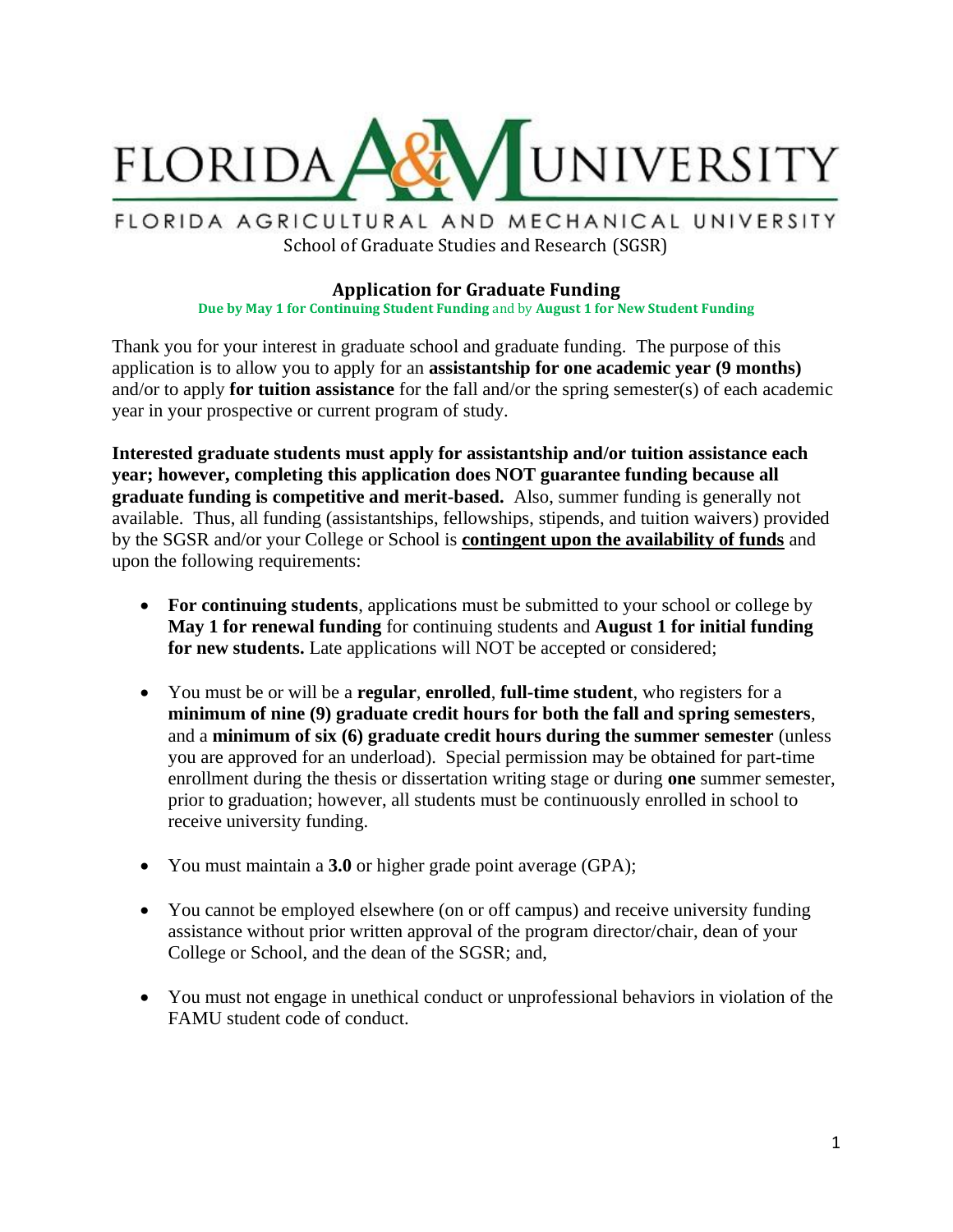# FLORIDA A&M UNIVERSITY

FLORIDA AGRICULTURAL AND MECHANICAL UNIVERSITY

School of Graduate Studies and Research (SGSR)

## Application for Graduate Funding

**Due by May 1 for Continuing Student Funding** and by **August 1 for New Student Funding**

Thank you for your interest in graduate school and graduate funding. The purpose of this application is to allow you to apply for an **assistantship for one academic year (9 months)** and/or to apply **for tuition assistance** for the fall and/or the spring semester(s) of each academic year in your prospective or current program of study.

**Interested graduate students must apply for assistantship and/or tuition assistance each year; however, completing this application does NOT guarantee funding because all graduate funding is competitive and merit-based.** Also, summer funding is generally not available. Thus, all funding (assistantships, fellowships, stipends, and tuition waivers) provided by the SGSR and/or your College or School is **contingent upon the availability of funds** and upon the following requirements:

- **For continuing students**, applications must be submitted to your school or college by **May 1 for renewal funding** for continuing students and **August 1 for initial funding for new students.** Late applications will NOT be accepted or considered;

- You must be or will be a **regular**, **enrolled**, **full-time student**, who registers for a **minimum of nine (9) graduate credit hours for both the fall and spring semesters**, and a **minimum of six (6) graduate credit hours during the summer semester** (unless you are approved for an underload). Special permission may be obtained for part-time enrollment during the thesis or dissertation writing stage or during **one** summer semester, prior to graduation; however, all students must be continuously enrolled in school to receive university funding.

- You must maintain a **3.0** or higher grade point average (GPA);

- You cannot be employed elsewhere (on or off campus) and receive university funding assistance without prior written approval of the program director/chair, dean of your College or School, and the dean of the SGSR; and,

- You must not engage in unethical conduct or unprofessional behaviors in violation of the FAMU student code of conduct.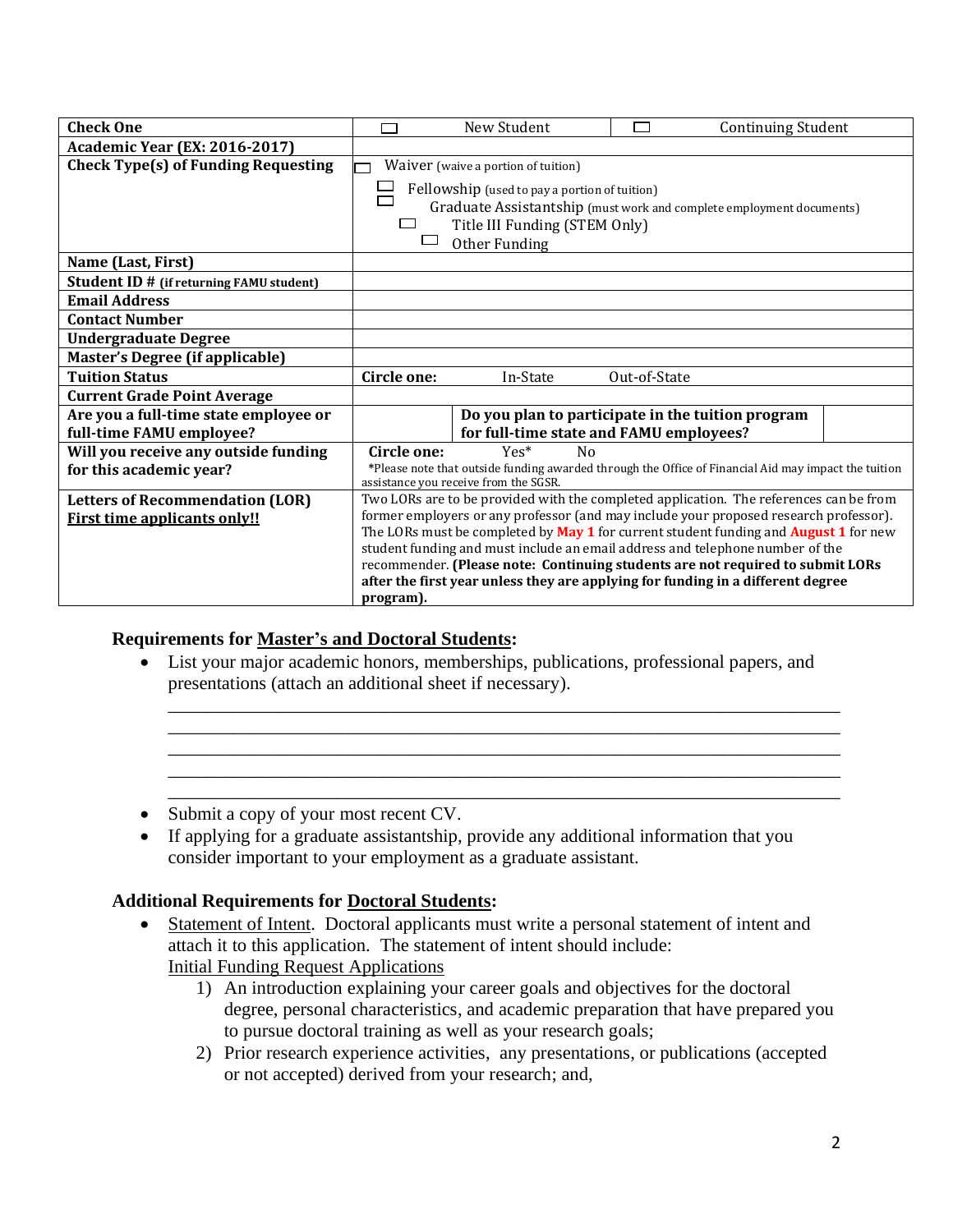| Check One | ☐ New Student | ☐ Continuing Student |
|---|---|---|
| Academic Year (EX: 2016-2017) | | |
| Check Type(s) of Funding Requesting | ☐ Waiver (waive a portion of tuition)<br>☐ Fellowship (used to pay a portion of tuition)<br>☐ Graduate Assistantship (must work and complete employment documents)<br>☐ Title III Funding (STEM Only)<br>☐ Other Funding | |
| Name (Last, First) | | |
| Student ID # (if returning FAMU student) | | |
| Email Address | | |
| Contact Number | | |
| Undergraduate Degree | | |
| Master's Degree (if applicable) | | |
| Tuition Status | **Circle one:** In-State Out-of-State | |
| Current Grade Point Average | | |
| Are you a full-time state employee or full-time FAMU employee? | | **Do you plan to participate in the tuition program for full-time state and FAMU employees?** |
| Will you receive any outside funding for this academic year? | **Circle one:** Yes* No<br>*Please note that outside funding awarded through the Office of Financial Aid may impact the tuition assistance you receive from the SGSR. | |
| Letters of Recommendation (LOR)<br>First time applicants only!! | Two LORs are to be provided with the completed application. The references can be from former employers or any professor (and may include your proposed research professor). The LORs must be completed by **May 1** for current student funding and **August 1** for new student funding and must include an email address and telephone number of the recommender. **(Please note: Continuing students are not required to submit LORs after the first year unless they are applying for funding in a different degree program).** | |

### Requirements for Master's and Doctoral Students:

- List your major academic honors, memberships, publications, professional papers, and presentations (attach an additional sheet if necessary).

\_\_\_\_\_\_\_\_\_\_\_\_\_\_\_\_\_\_\_\_\_\_\_\_\_\_\_\_\_\_\_\_\_\_\_\_\_\_\_\_\_\_\_\_\_\_\_\_\_\_\_\_\_\_\_\_\_\_\_\_\_\_\_\_\_\_\_\_\_\_
\_\_\_\_\_\_\_\_\_\_\_\_\_\_\_\_\_\_\_\_\_\_\_\_\_\_\_\_\_\_\_\_\_\_\_\_\_\_\_\_\_\_\_\_\_\_\_\_\_\_\_\_\_\_\_\_\_\_\_\_\_\_\_\_\_\_\_\_\_\_
\_\_\_\_\_\_\_\_\_\_\_\_\_\_\_\_\_\_\_\_\_\_\_\_\_\_\_\_\_\_\_\_\_\_\_\_\_\_\_\_\_\_\_\_\_\_\_\_\_\_\_\_\_\_\_\_\_\_\_\_\_\_\_\_\_\_\_\_\_\_
\_\_\_\_\_\_\_\_\_\_\_\_\_\_\_\_\_\_\_\_\_\_\_\_\_\_\_\_\_\_\_\_\_\_\_\_\_\_\_\_\_\_\_\_\_\_\_\_\_\_\_\_\_\_\_\_\_\_\_\_\_\_\_\_\_\_\_\_\_\_
\_\_\_\_\_\_\_\_\_\_\_\_\_\_\_\_\_\_\_\_\_\_\_\_\_\_\_\_\_\_\_\_\_\_\_\_\_\_\_\_\_\_\_\_\_\_\_\_\_\_\_\_\_\_\_\_\_\_\_\_\_\_\_\_\_\_\_\_\_\_

- Submit a copy of your most recent CV.
- If applying for a graduate assistantship, provide any additional information that you consider important to your employment as a graduate assistant.

### Additional Requirements for Doctoral Students:

- Statement of Intent. Doctoral applicants must write a personal statement of intent and attach it to this application. The statement of intent should include:
  Initial Funding Request Applications
  1) An introduction explaining your career goals and objectives for the doctoral degree, personal characteristics, and academic preparation that have prepared you to pursue doctoral training as well as your research goals;
  2) Prior research experience activities, any presentations, or publications (accepted or not accepted) derived from your research; and,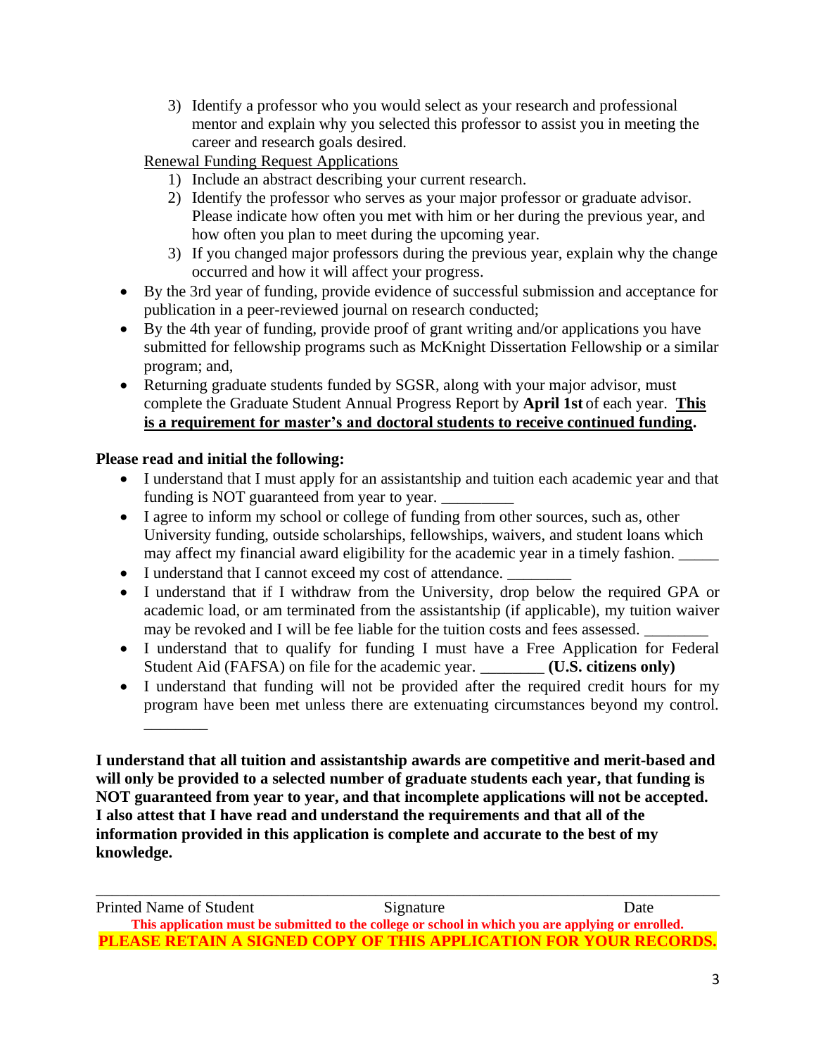3) Identify a professor who you would select as your research and professional mentor and explain why you selected this professor to assist you in meeting the career and research goals desired.

<u>Renewal Funding Request Applications</u>

1) Include an abstract describing your current research.
2) Identify the professor who serves as your major professor or graduate advisor. Please indicate how often you met with him or her during the previous year, and how often you plan to meet during the upcoming year.
3) If you changed major professors during the previous year, explain why the change occurred and how it will affect your progress.

- By the 3rd year of funding, provide evidence of successful submission and acceptance for publication in a peer-reviewed journal on research conducted;
- By the 4th year of funding, provide proof of grant writing and/or applications you have submitted for fellowship programs such as McKnight Dissertation Fellowship or a similar program; and,
- Returning graduate students funded by SGSR, along with your major advisor, must complete the Graduate Student Annual Progress Report by **April 1st** of each year. **<u>This is a requirement for master's and doctoral students to receive continued funding</u>.**

**Please read and initial the following:**

- I understand that I must apply for an assistantship and tuition each academic year and that funding is NOT guaranteed from year to year. _________
- I agree to inform my school or college of funding from other sources, such as, other University funding, outside scholarships, fellowships, waivers, and student loans which may affect my financial award eligibility for the academic year in a timely fashion. _____
- I understand that I cannot exceed my cost of attendance. ________
- I understand that if I withdraw from the University, drop below the required GPA or academic load, or am terminated from the assistantship (if applicable), my tuition waiver may be revoked and I will be fee liable for the tuition costs and fees assessed. ________
- I understand that to qualify for funding I must have a Free Application for Federal Student Aid (FAFSA) on file for the academic year. ________ **(U.S. citizens only)**
- I understand that funding will not be provided after the required credit hours for my program have been met unless there are extenuating circumstances beyond my control. ________

**I understand that all tuition and assistantship awards are competitive and merit-based and will only be provided to a selected number of graduate students each year, that funding is NOT guaranteed from year to year, and that incomplete applications will not be accepted. I also attest that I have read and understand the requirements and that all of the information provided in this application is complete and accurate to the best of my knowledge.**

_____________________________________________________________________________

Printed Name of Student                    Signature                    Date

**This application must be submitted to the college or school in which you are applying or enrolled.**

**PLEASE RETAIN A SIGNED COPY OF THIS APPLICATION FOR YOUR RECORDS.**